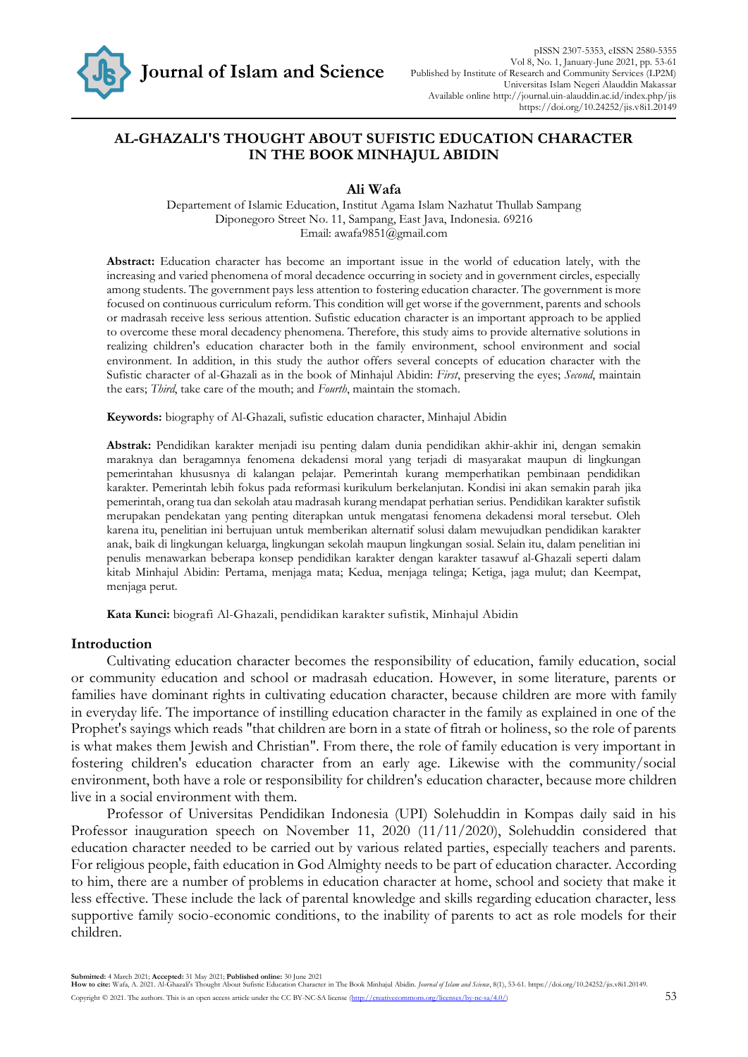# AL-GHAZALI'S THOUGHT ABOUT SUFISTIC EDUCATION CHARACTER IN THE BOOK MINHAJUL ABIDIN

**Ali Wafa**

Departement of Islamic Education, Institut Agama Islam Nazhatut Thullab Sampang
Diponegoro Street No. 11, Sampang, East Java, Indonesia. 69216
Email: awafa9851@gmail.com

**Abstract:** Education character has become an important issue in the world of education lately, with the increasing and varied phenomena of moral decadence occurring in society and in government circles, especially among students. The government pays less attention to fostering education character. The government is more focused on continuous curriculum reform. This condition will get worse if the government, parents and schools or madrasah receive less serious attention. Sufistic education character is an important approach to be applied to overcome these moral decadency phenomena. Therefore, this study aims to provide alternative solutions in realizing children's education character both in the family environment, school environment and social environment. In addition, in this study the author offers several concepts of education character with the Sufistic character of al-Ghazali as in the book of Minhajul Abidin: *First*, preserving the eyes; *Second*, maintain the ears; *Third*, take care of the mouth; and *Fourth*, maintain the stomach.

**Keywords:** biography of Al-Ghazali, sufistic education character, Minhajul Abidin

**Abstrak:** Pendidikan karakter menjadi isu penting dalam dunia pendidikan akhir-akhir ini, dengan semakin maraknya dan beragamnya fenomena dekadensi moral yang terjadi di masyarakat maupun di lingkungan pemerintahan khususnya di kalangan pelajar. Pemerintah kurang memperhatikan pembinaan pendidikan karakter. Pemerintah lebih fokus pada reformasi kurikulum berkelanjutan. Kondisi ini akan semakin parah jika pemerintah, orang tua dan sekolah atau madrasah kurang mendapat perhatian serius. Pendidikan karakter sufistik merupakan pendekatan yang penting diterapkan untuk mengatasi fenomena dekadensi moral tersebut. Oleh karena itu, penelitian ini bertujuan untuk memberikan alternatif solusi dalam mewujudkan pendidikan karakter anak, baik di lingkungan keluarga, lingkungan sekolah maupun lingkungan sosial. Selain itu, dalam penelitian ini penulis menawarkan beberapa konsep pendidikan karakter dengan karakter tasawuf al-Ghazali seperti dalam kitab Minhajul Abidin: Pertama, menjaga mata; Kedua, menjaga telinga; Ketiga, jaga mulut; dan Keempat, menjaga perut.

**Kata Kunci:** biografi Al-Ghazali, pendidikan karakter sufistik, Minhajul Abidin

## Introduction

Cultivating education character becomes the responsibility of education, family education, social or community education and school or madrasah education. However, in some literature, parents or families have dominant rights in cultivating education character, because children are more with family in everyday life. The importance of instilling education character in the family as explained in one of the Prophet's sayings which reads "that children are born in a state of fitrah or holiness, so the role of parents is what makes them Jewish and Christian". From there, the role of family education is very important in fostering children's education character from an early age. Likewise with the community/social environment, both have a role or responsibility for children's education character, because more children live in a social environment with them.

Professor of Universitas Pendidikan Indonesia (UPI) Solehuddin in Kompas daily said in his Professor inauguration speech on November 11, 2020 (11/11/2020), Solehuddin considered that education character needed to be carried out by various related parties, especially teachers and parents. For religious people, faith education in God Almighty needs to be part of education character. According to him, there are a number of problems in education character at home, school and society that make it less effective. These include the lack of parental knowledge and skills regarding education character, less supportive family socio-economic conditions, to the inability of parents to act as role models for their children.

**Submitted:** 4 March 2021; **Accepted:** 31 May 2021; **Published online:** 30 June 2021
**How to cite:** Wafa, A. 2021. Al-Ghazali's Thought About Sufistic Education Character in The Book Minhajul Abidin. *Journal of Islam and Science*, 8(1), 53-61. https://doi.org/10.24252/jis.v8i1.20149.
Copyright © 2021. The authors. This is an open access article under the CC BY-NC-SA license (http://creativecommons.org/licenses/by-nc-sa/4.0/)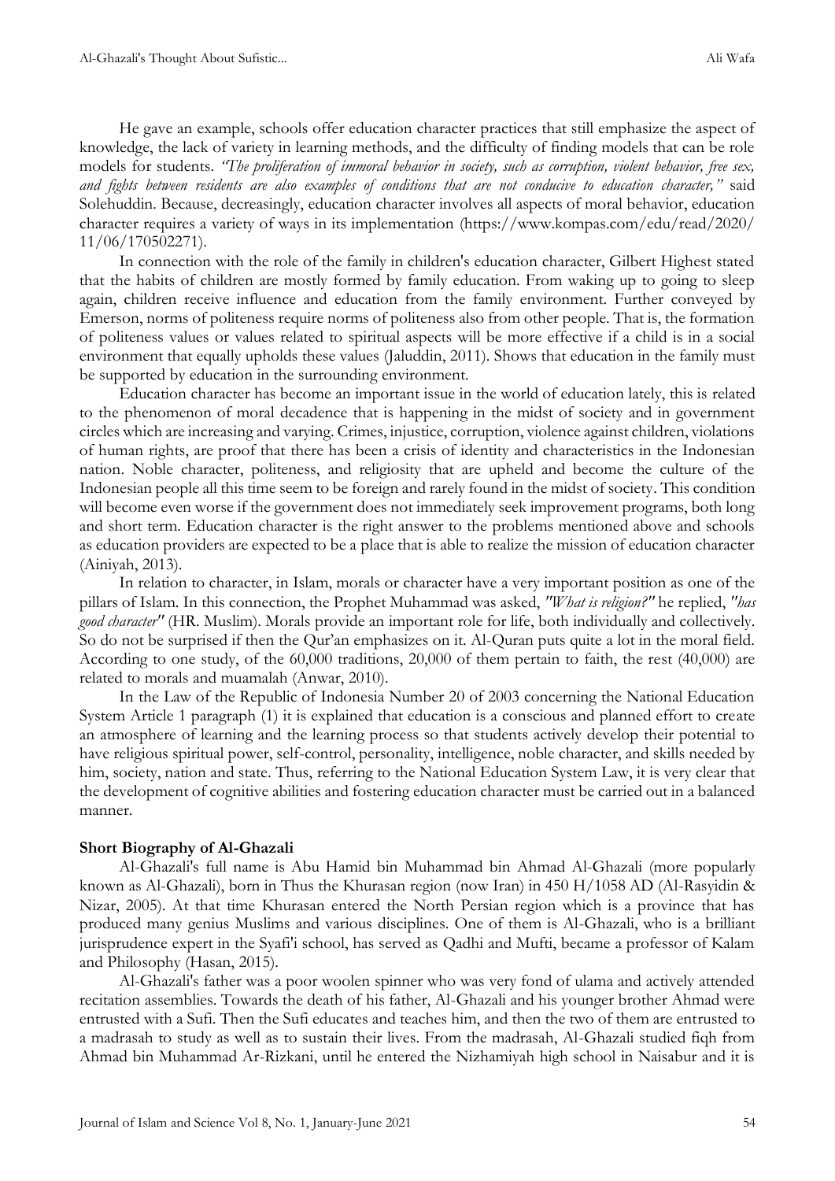He gave an example, schools offer education character practices that still emphasize the aspect of knowledge, the lack of variety in learning methods, and the difficulty of finding models that can be role models for students. *"The proliferation of immoral behavior in society, such as corruption, violent behavior, free sex, and fights between residents are also examples of conditions that are not conducive to education character,"* said Solehuddin. Because, decreasingly, education character involves all aspects of moral behavior, education character requires a variety of ways in its implementation (https://www.kompas.com/edu/read/2020/11/06/170502271).

In connection with the role of the family in children's education character, Gilbert Highest stated that the habits of children are mostly formed by family education. From waking up to going to sleep again, children receive influence and education from the family environment. Further conveyed by Emerson, norms of politeness require norms of politeness also from other people. That is, the formation of politeness values or values related to spiritual aspects will be more effective if a child is in a social environment that equally upholds these values (Jaluddin, 2011). Shows that education in the family must be supported by education in the surrounding environment.

Education character has become an important issue in the world of education lately, this is related to the phenomenon of moral decadence that is happening in the midst of society and in government circles which are increasing and varying. Crimes, injustice, corruption, violence against children, violations of human rights, are proof that there has been a crisis of identity and characteristics in the Indonesian nation. Noble character, politeness, and religiosity that are upheld and become the culture of the Indonesian people all this time seem to be foreign and rarely found in the midst of society. This condition will become even worse if the government does not immediately seek improvement programs, both long and short term. Education character is the right answer to the problems mentioned above and schools as education providers are expected to be a place that is able to realize the mission of education character (Ainiyah, 2013).

In relation to character, in Islam, morals or character have a very important position as one of the pillars of Islam. In this connection, the Prophet Muhammad was asked, *"What is religion?"* he replied, *"has good character"* (HR. Muslim). Morals provide an important role for life, both individually and collectively. So do not be surprised if then the Qur'an emphasizes on it. Al-Quran puts quite a lot in the moral field. According to one study, of the 60,000 traditions, 20,000 of them pertain to faith, the rest (40,000) are related to morals and muamalah (Anwar, 2010).

In the Law of the Republic of Indonesia Number 20 of 2003 concerning the National Education System Article 1 paragraph (1) it is explained that education is a conscious and planned effort to create an atmosphere of learning and the learning process so that students actively develop their potential to have religious spiritual power, self-control, personality, intelligence, noble character, and skills needed by him, society, nation and state. Thus, referring to the National Education System Law, it is very clear that the development of cognitive abilities and fostering education character must be carried out in a balanced manner.

**Short Biography of Al-Ghazali**

Al-Ghazali's full name is Abu Hamid bin Muhammad bin Ahmad Al-Ghazali (more popularly known as Al-Ghazali), born in Thus the Khurasan region (now Iran) in 450 H/1058 AD (Al-Rasyidin & Nizar, 2005). At that time Khurasan entered the North Persian region which is a province that has produced many genius Muslims and various disciplines. One of them is Al-Ghazali, who is a brilliant jurisprudence expert in the Syafi'i school, has served as Qadhi and Mufti, became a professor of Kalam and Philosophy (Hasan, 2015).

Al-Ghazali's father was a poor woolen spinner who was very fond of ulama and actively attended recitation assemblies. Towards the death of his father, Al-Ghazali and his younger brother Ahmad were entrusted with a Sufi. Then the Sufi educates and teaches him, and then the two of them are entrusted to a madrasah to study as well as to sustain their lives. From the madrasah, Al-Ghazali studied fiqh from Ahmad bin Muhammad Ar-Rizkani, until he entered the Nizhamiyah high school in Naisabur and it is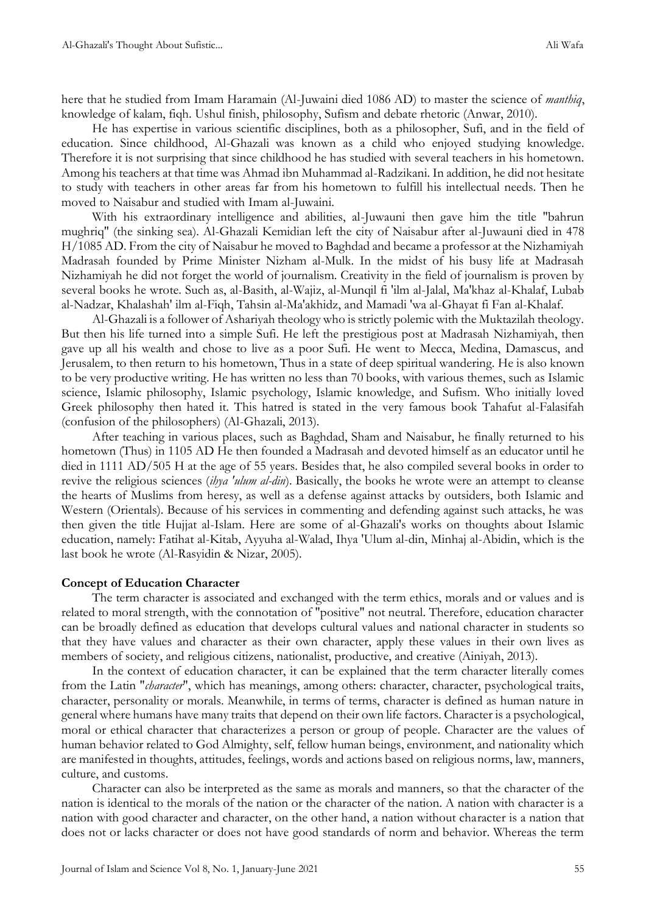here that he studied from Imam Haramain (Al-Juwaini died 1086 AD) to master the science of *manthiq*, knowledge of kalam, fiqh. Ushul finish, philosophy, Sufism and debate rhetoric (Anwar, 2010).

He has expertise in various scientific disciplines, both as a philosopher, Sufi, and in the field of education. Since childhood, Al-Ghazali was known as a child who enjoyed studying knowledge. Therefore it is not surprising that since childhood he has studied with several teachers in his hometown. Among his teachers at that time was Ahmad ibn Muhammad al-Radzikani. In addition, he did not hesitate to study with teachers in other areas far from his hometown to fulfill his intellectual needs. Then he moved to Naisabur and studied with Imam al-Juwaini.

With his extraordinary intelligence and abilities, al-Juwauni then gave him the title "bahrun mughriq" (the sinking sea). Al-Ghazali Kemidian left the city of Naisabur after al-Juwauni died in 478 H/1085 AD. From the city of Naisabur he moved to Baghdad and became a professor at the Nizhamiyah Madrasah founded by Prime Minister Nizham al-Mulk. In the midst of his busy life at Madrasah Nizhamiyah he did not forget the world of journalism. Creativity in the field of journalism is proven by several books he wrote. Such as, al-Basith, al-Wajiz, al-Munqil fi 'ilm al-Jalal, Ma'khaz al-Khalaf, Lubab al-Nadzar, Khalashah' ilm al-Fiqh, Tahsin al-Ma'akhidz, and Mamadi 'wa al-Ghayat fi Fan al-Khalaf.

Al-Ghazali is a follower of Ashariyah theology who is strictly polemic with the Muktazilah theology. But then his life turned into a simple Sufi. He left the prestigious post at Madrasah Nizhamiyah, then gave up all his wealth and chose to live as a poor Sufi. He went to Mecca, Medina, Damascus, and Jerusalem, to then return to his hometown, Thus in a state of deep spiritual wandering. He is also known to be very productive writing. He has written no less than 70 books, with various themes, such as Islamic science, Islamic philosophy, Islamic psychology, Islamic knowledge, and Sufism. Who initially loved Greek philosophy then hated it. This hatred is stated in the very famous book Tahafut al-Falasifah (confusion of the philosophers) (Al-Ghazali, 2013).

After teaching in various places, such as Baghdad, Sham and Naisabur, he finally returned to his hometown (Thus) in 1105 AD He then founded a Madrasah and devoted himself as an educator until he died in 1111 AD/505 H at the age of 55 years. Besides that, he also compiled several books in order to revive the religious sciences (*ihya 'ulum al-din*). Basically, the books he wrote were an attempt to cleanse the hearts of Muslims from heresy, as well as a defense against attacks by outsiders, both Islamic and Western (Orientals). Because of his services in commenting and defending against such attacks, he was then given the title Hujjat al-Islam. Here are some of al-Ghazali's works on thoughts about Islamic education, namely: Fatihat al-Kitab, Ayyuha al-Walad, Ihya 'Ulum al-din, Minhaj al-Abidin, which is the last book he wrote (Al-Rasyidin & Nizar, 2005).

**Concept of Education Character**

The term character is associated and exchanged with the term ethics, morals and or values and is related to moral strength, with the connotation of "positive" not neutral. Therefore, education character can be broadly defined as education that develops cultural values and national character in students so that they have values and character as their own character, apply these values in their own lives as members of society, and religious citizens, nationalist, productive, and creative (Ainiyah, 2013).

In the context of education character, it can be explained that the term character literally comes from the Latin "*character*", which has meanings, among others: character, character, psychological traits, character, personality or morals. Meanwhile, in terms of terms, character is defined as human nature in general where humans have many traits that depend on their own life factors. Character is a psychological, moral or ethical character that characterizes a person or group of people. Character are the values of human behavior related to God Almighty, self, fellow human beings, environment, and nationality which are manifested in thoughts, attitudes, feelings, words and actions based on religious norms, law, manners, culture, and customs.

Character can also be interpreted as the same as morals and manners, so that the character of the nation is identical to the morals of the nation or the character of the nation. A nation with character is a nation with good character and character, on the other hand, a nation without character is a nation that does not or lacks character or does not have good standards of norm and behavior. Whereas the term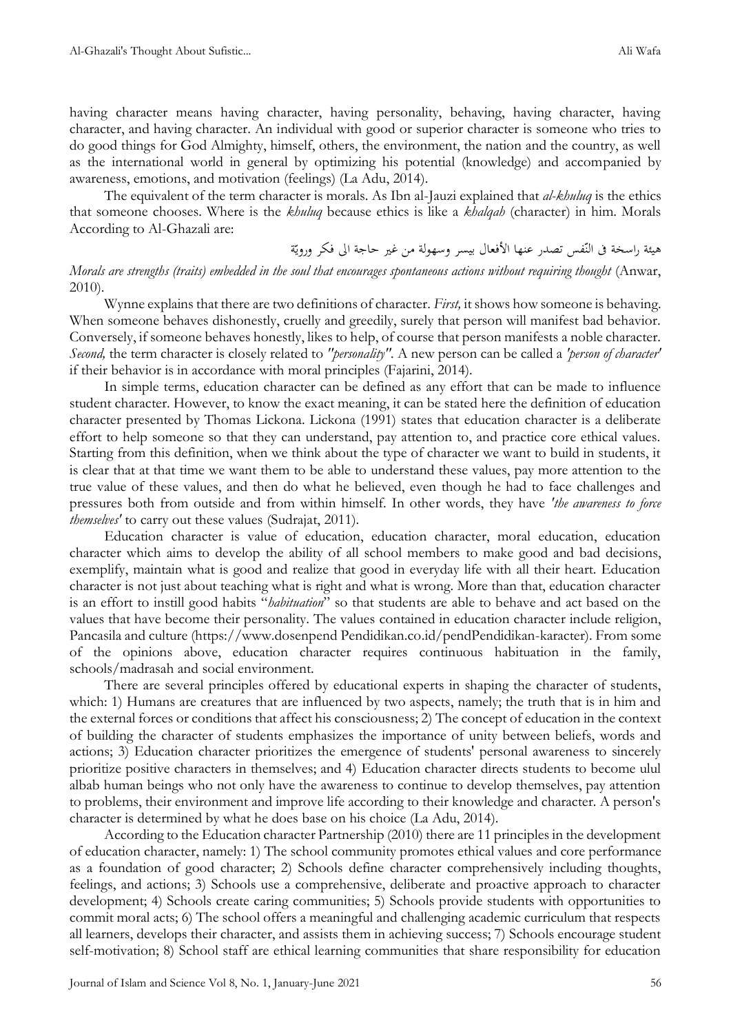having character means having character, having personality, behaving, having character, having character, and having character. An individual with good or superior character is someone who tries to do good things for God Almighty, himself, others, the environment, the nation and the country, as well as the international world in general by optimizing his potential (knowledge) and accompanied by awareness, emotions, and motivation (feelings) (La Adu, 2014).

The equivalent of the term character is morals. As Ibn al-Jauzi explained that *al-khuluq* is the ethics that someone chooses. Where is the *khuluq* because ethics is like a *khalqah* (character) in him. Morals According to Al-Ghazali are:

هيئة راسخة فى النّفس تصدر عنها الأفعال بيسر وسهولة من غير حاجة الى فكر ورويّة

*Morals are strengths (traits) embedded in the soul that encourages spontaneous actions without requiring thought* (Anwar, 2010).

Wynne explains that there are two definitions of character. *First,* it shows how someone is behaving. When someone behaves dishonestly, cruelly and greedily, surely that person will manifest bad behavior. Conversely, if someone behaves honestly, likes to help, of course that person manifests a noble character. *Second,* the term character is closely related to *"personality"*. A new person can be called a *'person of character'* if their behavior is in accordance with moral principles (Fajarini, 2014).

In simple terms, education character can be defined as any effort that can be made to influence student character. However, to know the exact meaning, it can be stated here the definition of education character presented by Thomas Lickona. Lickona (1991) states that education character is a deliberate effort to help someone so that they can understand, pay attention to, and practice core ethical values. Starting from this definition, when we think about the type of character we want to build in students, it is clear that at that time we want them to be able to understand these values, pay more attention to the true value of these values, and then do what he believed, even though he had to face challenges and pressures both from outside and from within himself. In other words, they have *'the awareness to force themselves'* to carry out these values (Sudrajat, 2011).

Education character is value of education, education character, moral education, education character which aims to develop the ability of all school members to make good and bad decisions, exemplify, maintain what is good and realize that good in everyday life with all their heart. Education character is not just about teaching what is right and what is wrong. More than that, education character is an effort to instill good habits "*habituation*" so that students are able to behave and act based on the values that have become their personality. The values contained in education character include religion, Pancasila and culture (https://www.dosenpend Pendidikan.co.id/pendPendidikan-karacter). From some of the opinions above, education character requires continuous habituation in the family, schools/madrasah and social environment.

There are several principles offered by educational experts in shaping the character of students, which: 1) Humans are creatures that are influenced by two aspects, namely; the truth that is in him and the external forces or conditions that affect his consciousness; 2) The concept of education in the context of building the character of students emphasizes the importance of unity between beliefs, words and actions; 3) Education character prioritizes the emergence of students' personal awareness to sincerely prioritize positive characters in themselves; and 4) Education character directs students to become ulul albab human beings who not only have the awareness to continue to develop themselves, pay attention to problems, their environment and improve life according to their knowledge and character. A person's character is determined by what he does base on his choice (La Adu, 2014).

According to the Education character Partnership (2010) there are 11 principles in the development of education character, namely: 1) The school community promotes ethical values and core performance as a foundation of good character; 2) Schools define character comprehensively including thoughts, feelings, and actions; 3) Schools use a comprehensive, deliberate and proactive approach to character development; 4) Schools create caring communities; 5) Schools provide students with opportunities to commit moral acts; 6) The school offers a meaningful and challenging academic curriculum that respects all learners, develops their character, and assists them in achieving success; 7) Schools encourage student self-motivation; 8) School staff are ethical learning communities that share responsibility for education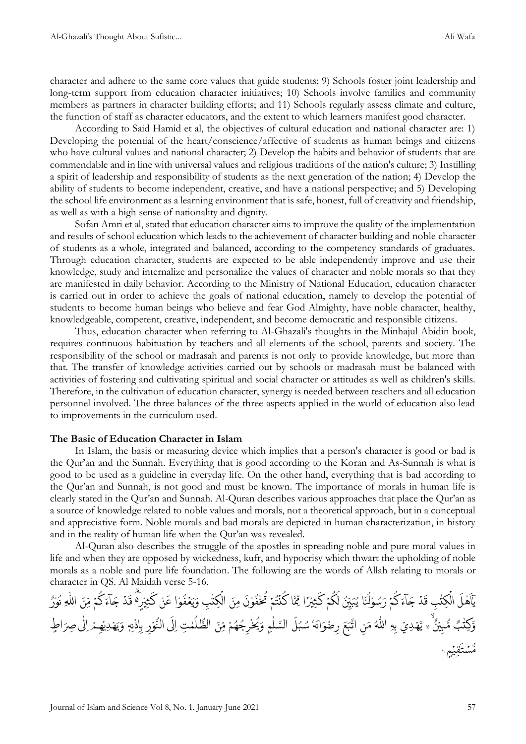character and adhere to the same core values that guide students; 9) Schools foster joint leadership and long-term support from education character initiatives; 10) Schools involve families and community members as partners in character building efforts; and 11) Schools regularly assess climate and culture, the function of staff as character educators, and the extent to which learners manifest good character.

According to Said Hamid et al, the objectives of cultural education and national character are: 1) Developing the potential of the heart/conscience/affective of students as human beings and citizens who have cultural values and national character; 2) Develop the habits and behavior of students that are commendable and in line with universal values and religious traditions of the nation's culture; 3) Instilling a spirit of leadership and responsibility of students as the next generation of the nation; 4) Develop the ability of students to become independent, creative, and have a national perspective; and 5) Developing the school life environment as a learning environment that is safe, honest, full of creativity and friendship, as well as with a high sense of nationality and dignity.

Sofan Amri et al, stated that education character aims to improve the quality of the implementation and results of school education which leads to the achievement of character building and noble character of students as a whole, integrated and balanced, according to the competency standards of graduates. Through education character, students are expected to be able independently improve and use their knowledge, study and internalize and personalize the values of character and noble morals so that they are manifested in daily behavior. According to the Ministry of National Education, education character is carried out in order to achieve the goals of national education, namely to develop the potential of students to become human beings who believe and fear God Almighty, have noble character, healthy, knowledgeable, competent, creative, independent, and become democratic and responsible citizens.

Thus, education character when referring to Al-Ghazali's thoughts in the Minhajul Abidin book, requires continuous habituation by teachers and all elements of the school, parents and society. The responsibility of the school or madrasah and parents is not only to provide knowledge, but more than that. The transfer of knowledge activities carried out by schools or madrasah must be balanced with activities of fostering and cultivating spiritual and social character or attitudes as well as children's skills. Therefore, in the cultivation of education character, synergy is needed between teachers and all education personnel involved. The three balances of the three aspects applied in the world of education also lead to improvements in the curriculum used.

**The Basic of Education Character in Islam**

In Islam, the basis or measuring device which implies that a person's character is good or bad is the Qur'an and the Sunnah. Everything that is good according to the Koran and As-Sunnah is what is good to be used as a guideline in everyday life. On the other hand, everything that is bad according to the Qur'an and Sunnah, is not good and must be known. The importance of morals in human life is clearly stated in the Qur'an and Sunnah. Al-Quran describes various approaches that place the Qur'an as a source of knowledge related to noble values and morals, not a theoretical approach, but in a conceptual and appreciative form. Noble morals and bad morals are depicted in human characterization, in history and in the reality of human life when the Qur'an was revealed.

Al-Quran also describes the struggle of the apostles in spreading noble and pure moral values in life and when they are opposed by wickedness, kufr, and hypocrisy which thwart the upholding of noble morals as a noble and pure life foundation. The following are the words of Allah relating to morals or character in QS. Al Maidah verse 5-16.

يٰٓاَهْلَ الْكِتٰبِ قَدْ جَاۤءَكُمْ رَسُوْلُنَا يُبَيِّنُ لَكُمْ كَثِيْرًا مِّمَّا كُنْتُمْ تُخْفُوْنَ مِنَ الْكِتٰبِ وَيَعْفُوْا عَنْ كَثِيْرٍۗ قَدْ جَاۤءَكُمْ مِّنَ اللّٰهِ نُوْرٌ وَّكِتٰبٌ مُّبِيْنٌۙ ١٥ يَّهْدِيْ بِهِ اللّٰهُ مَنِ اتَّبَعَ رِضْوَانَهٗ سُبُلَ السَّلٰمِ وَيُخْرِجُهُمْ مِّنَ الظُّلُمٰتِ اِلَى النُّوْرِ بِاِذْنِهٖ وَيَهْدِيْهِمْ اِلٰى صِرَاطٍ مُّسْتَقِيْمٍ ١٦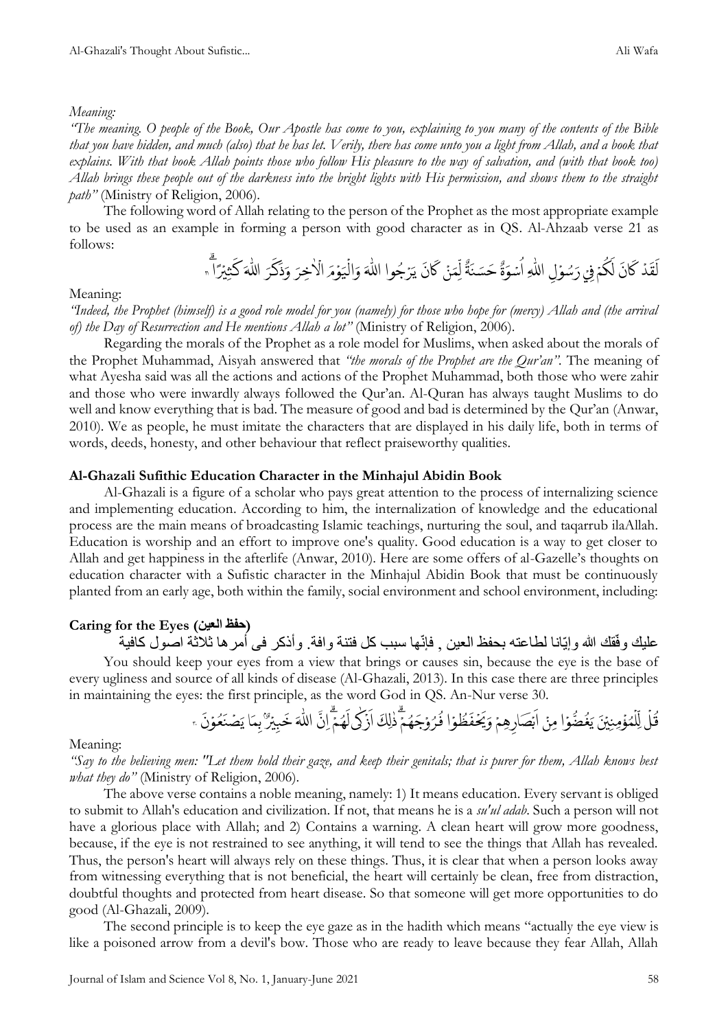*Meaning:*

*"The meaning. O people of the Book, Our Apostle has come to you, explaining to you many of the contents of the Bible that you have hidden, and much (also) that he has let. Verily, there has come unto you a light from Allah, and a book that explains. With that book Allah points those who follow His pleasure to the way of salvation, and (with that book too) Allah brings these people out of the darkness into the bright lights with His permission, and shows them to the straight path"* (Ministry of Religion, 2006).

The following word of Allah relating to the person of the Prophet as the most appropriate example to be used as an example in forming a person with good character as in QS. Al-Ahzaab verse 21 as follows:

لَقَدْ كَانَ لَكُمْ فِيْ رَسُوْلِ اللّٰهِ اُسْوَةٌ حَسَنَةٌ لِّمَنْ كَانَ يَرْجُوا اللّٰهَ وَالْيَوْمَ الْاٰخِرَ وَذَكَرَ اللّٰهَ كَثِيْرًاۗ

Meaning:

*"Indeed, the Prophet (himself) is a good role model for you (namely) for those who hope for (mercy) Allah and (the arrival of) the Day of Resurrection and He mentions Allah a lot"* (Ministry of Religion, 2006).

Regarding the morals of the Prophet as a role model for Muslims, when asked about the morals of the Prophet Muhammad, Aisyah answered that *"the morals of the Prophet are the Qur'an"*. The meaning of what Ayesha said was all the actions and actions of the Prophet Muhammad, both those who were zahir and those who were inwardly always followed the Qur'an. Al-Quran has always taught Muslims to do well and know everything that is bad. The measure of good and bad is determined by the Qur'an (Anwar, 2010). We as people, he must imitate the characters that are displayed in his daily life, both in terms of words, deeds, honesty, and other behaviour that reflect praiseworthy qualities.

**Al-Ghazali Sufithic Education Character in the Minhajul Abidin Book**

Al-Ghazali is a figure of a scholar who pays great attention to the process of internalizing science and implementing education. According to him, the internalization of knowledge and the educational process are the main means of broadcasting Islamic teachings, nurturing the soul, and taqarrub ilaAllah. Education is worship and an effort to improve one's quality. Good education is a way to get closer to Allah and get happiness in the afterlife (Anwar, 2010). Here are some offers of al-Gazelle's thoughts on education character with a Sufistic character in the Minhajul Abidin Book that must be continuously planted from an early age, both within the family, social environment and school environment, including:

**Caring for the Eyes (حفظ العين)**

عليك وفّقك الله وإيّانا لطاعته بحفظ العين , فإنّها سبب كل فتنة وافة. وأذكر فى أمرها ثلاثة اصول كافية

You should keep your eyes from a view that brings or causes sin, because the eye is the base of every ugliness and source of all kinds of disease (Al-Ghazali, 2013). In this case there are three principles in maintaining the eyes: the first principle, as the word God in QS. An-Nur verse 30.

قُلْ لِّلْمُؤْمِنِيْنَ يَغُضُّوْا مِنْ اَبْصَارِهِمْ وَيَحْفَظُوْا فُرُوْجَهُمْۗ ذٰلِكَ اَزْكٰى لَهُمْۗ اِنَّ اللّٰهَ خَبِيْرٌۢ بِمَا يَصْنَعُوْنَ

Meaning:

*"Say to the believing men: "Let them hold their gaze, and keep their genitals; that is purer for them, Allah knows best what they do"* (Ministry of Religion, 2006).

The above verse contains a noble meaning, namely: 1) It means education. Every servant is obliged to submit to Allah's education and civilization. If not, that means he is a *su'ul adab*. Such a person will not have a glorious place with Allah; and 2) Contains a warning. A clean heart will grow more goodness, because, if the eye is not restrained to see anything, it will tend to see the things that Allah has revealed. Thus, the person's heart will always rely on these things. Thus, it is clear that when a person looks away from witnessing everything that is not beneficial, the heart will certainly be clean, free from distraction, doubtful thoughts and protected from heart disease. So that someone will get more opportunities to do good (Al-Ghazali, 2009).

The second principle is to keep the eye gaze as in the hadith which means "actually the eye view is like a poisoned arrow from a devil's bow. Those who are ready to leave because they fear Allah, Allah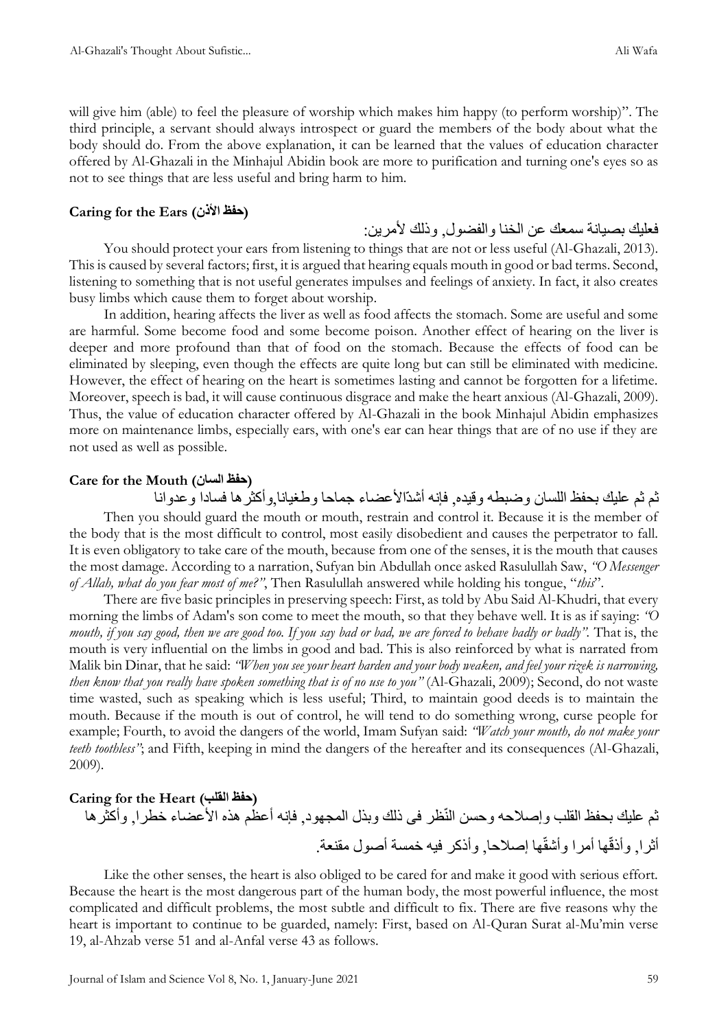will give him (able) to feel the pleasure of worship which makes him happy (to perform worship)". The third principle, a servant should always introspect or guard the members of the body about what the body should do. From the above explanation, it can be learned that the values of education character offered by Al-Ghazali in the Minhajul Abidin book are more to purification and turning one's eyes so as not to see things that are less useful and bring harm to him.

### Caring for the Ears (حفظ الأذن)

فعليك بصيانة سمعك عن الخنا والفضول, وذلك لأمرين:

You should protect your ears from listening to things that are not or less useful (Al-Ghazali, 2013). This is caused by several factors; first, it is argued that hearing equals mouth in good or bad terms. Second, listening to something that is not useful generates impulses and feelings of anxiety. In fact, it also creates busy limbs which cause them to forget about worship.

In addition, hearing affects the liver as well as food affects the stomach. Some are useful and some are harmful. Some become food and some become poison. Another effect of hearing on the liver is deeper and more profound than that of food on the stomach. Because the effects of food can be eliminated by sleeping, even though the effects are quite long but can still be eliminated with medicine. However, the effect of hearing on the heart is sometimes lasting and cannot be forgotten for a lifetime. Moreover, speech is bad, it will cause continuous disgrace and make the heart anxious (Al-Ghazali, 2009). Thus, the value of education character offered by Al-Ghazali in the book Minhajul Abidin emphasizes more on maintenance limbs, especially ears, with one's ear can hear things that are of no use if they are not used as well as possible.

### Care for the Mouth (حفظ السان)

ثم ثم عليك بحفظ اللسان وضبطه وقيده, فإنه أشدّالأعضاء جماحا وطغيانا,وأكثرها فسادا وعدوانا

Then you should guard the mouth or mouth, restrain and control it. Because it is the member of the body that is the most difficult to control, most easily disobedient and causes the perpetrator to fall. It is even obligatory to take care of the mouth, because from one of the senses, it is the mouth that causes the most damage. According to a narration, Sufyan bin Abdullah once asked Rasulullah Saw, *"O Messenger of Allah, what do you fear most of me?"*, Then Rasulullah answered while holding his tongue, "*this*".

There are five basic principles in preserving speech: First, as told by Abu Said Al-Khudri, that every morning the limbs of Adam's son come to meet the mouth, so that they behave well. It is as if saying: *"O mouth, if you say good, then we are good too. If you say bad or bad, we are forced to behave badly or badly"*. That is, the mouth is very influential on the limbs in good and bad. This is also reinforced by what is narrated from Malik bin Dinar, that he said: *"When you see your heart harden and your body weaken, and feel your rizek is narrowing, then know that you really have spoken something that is of no use to you"* (Al-Ghazali, 2009); Second, do not waste time wasted, such as speaking which is less useful; Third, to maintain good deeds is to maintain the mouth. Because if the mouth is out of control, he will tend to do something wrong, curse people for example; Fourth, to avoid the dangers of the world, Imam Sufyan said: *"Watch your mouth, do not make your teeth toothless"*; and Fifth, keeping in mind the dangers of the hereafter and its consequences (Al-Ghazali, 2009).

### Caring for the Heart (حفظ القلب)

ثم عليك بحفظ القلب وإصلاحه وحسن النّظر فى ذلك وبذل المجهود, فإنه أعظم هذه الأعضاء خطرا, وأكثرها أثرا, وأدقّها أمرا وأشقّها إصلاحا, وأذكر فيه خمسة أصول مقنعة.

Like the other senses, the heart is also obliged to be cared for and make it good with serious effort. Because the heart is the most dangerous part of the human body, the most powerful influence, the most complicated and difficult problems, the most subtle and difficult to fix. There are five reasons why the heart is important to continue to be guarded, namely: First, based on Al-Quran Surat al-Mu'min verse 19, al-Ahzab verse 51 and al-Anfal verse 43 as follows.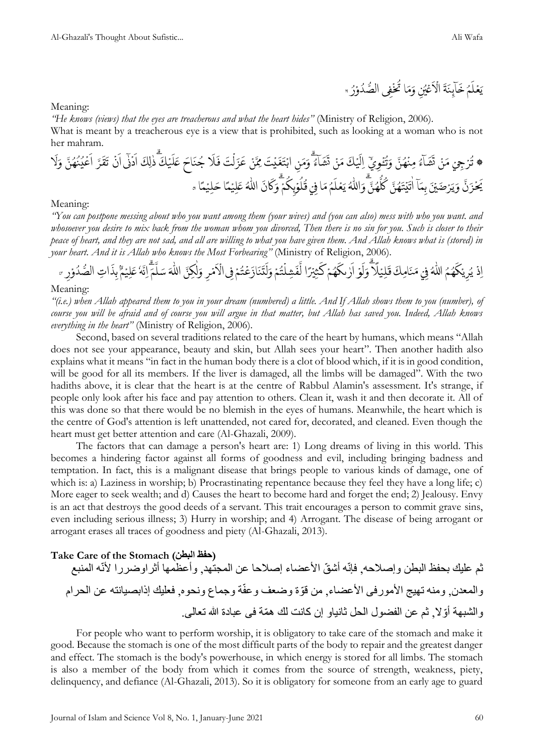يَعْلَمُ خَآىِٕنَةَ الْاَعْيُنِ وَمَا تُخْفِى الصُّدُوْرُ

Meaning:

*"He knows (views) that the eyes are treacherous and what the heart hides"* (Ministry of Religion, 2006).

What is meant by a treacherous eye is a view that is prohibited, such as looking at a woman who is not her mahram.

۞ تُرْجِيْ مَنْ تَشَاۤءُ مِنْهُنَّ وَتُـْٔوِيْٓ اِلَيْكَ مَنْ تَشَاۤءُ ۗوَمَنِ ابْتَغَيْتَ مِمَّنْ عَزَلْتَ فَلَا جُنَاحَ عَلَيْكَ ۗذٰلِكَ اَدْنٰٓى اَنْ تَقَرَّ اَعْيُنُهُنَّ وَلَا يَحْزَنَّ وَيَرْضَيْنَ بِمَآ اٰتَيْتَهُنَّ كُلُّهُنَّ ۗوَاللّٰهُ يَعْلَمُ مَا فِيْ قُلُوْبِكُمْ ۗوَكَانَ اللّٰهُ عَلِيْمًا حَلِيْمًا

Meaning:

*"You can postpone messing about who you want among them (your wives) and (you can also) mess with who you want. and whosoever you desire to mix back from the woman whom you divorced, Then there is no sin for you. Such is closer to their peace of heart, and they are not sad, and all are willing to what you have given them. And Allah knows what is (stored) in your heart. And it is Allah who knows the Most Forbearing"* (Ministry of Religion, 2006).

اِذْ يُرِيْكَهُمُ اللّٰهُ فِيْ مَنَامِكَ قَلِيْلًاۗ وَلَوْ اَرٰىكَهُمْ كَثِيْرًا لَّفَشِلْتُمْ وَلَتَنَازَعْتُمْ فِى الْاَمْرِ وَلٰكِنَّ اللّٰهَ سَلَّمَۗ اِنَّهٗ عَلِيْمٌ ۢبِذَاتِ الصُّدُوْرِ

Meaning:

*"(i.e.) when Allah appeared them to you in your dream (numbered) a little. And If Allah shows them to you (number), of course you will be afraid and of course you will argue in that matter, but Allah has saved you. Indeed, Allah knows everything in the heart"* (Ministry of Religion, 2006).

Second, based on several traditions related to the care of the heart by humans, which means "Allah does not see your appearance, beauty and skin, but Allah sees your heart". Then another hadith also explains what it means "in fact in the human body there is a clot of blood which, if it is in good condition, will be good for all its members. If the liver is damaged, all the limbs will be damaged". With the two hadiths above, it is clear that the heart is at the centre of Rabbul Alamin's assessment. It's strange, if people only look after his face and pay attention to others. Clean it, wash it and then decorate it. All of this was done so that there would be no blemish in the eyes of humans. Meanwhile, the heart which is the centre of God's attention is left unattended, not cared for, decorated, and cleaned. Even though the heart must get better attention and care (Al-Ghazali, 2009).

The factors that can damage a person's heart are: 1) Long dreams of living in this world. This becomes a hindering factor against all forms of goodness and evil, including bringing badness and temptation. In fact, this is a malignant disease that brings people to various kinds of damage, one of which is: a) Laziness in worship; b) Procrastinating repentance because they feel they have a long life; c) More eager to seek wealth; and d) Causes the heart to become hard and forget the end; 2) Jealousy. Envy is an act that destroys the good deeds of a servant. This trait encourages a person to commit grave sins, even including serious illness; 3) Hurry in worship; and 4) Arrogant. The disease of being arrogant or arrogant erases all traces of goodness and piety (Al-Ghazali, 2013).

## Take Care of the Stomach (حفظ البطن)

ثم عليك بحفظ البطن وإصلاحه, فإنّه أشقّ الأعضاء إصلاحا عن المجتهد, وأعظمها أثراوضررا لأنّه المنبع والمعدن, ومنه تهييج الأمورفى الأعضاء, من قوّة وضعف وعفّة وجماع ونحوه, فعليك إذابصيانته عن الحرام والشبهة أوّلا, ثم عن الفضول الحل ثانياو إن كانت لك همّة فى عبادة الله تعالى.

For people who want to perform worship, it is obligatory to take care of the stomach and make it good. Because the stomach is one of the most difficult parts of the body to repair and the greatest danger and effect. The stomach is the body's powerhouse, in which energy is stored for all limbs. The stomach is also a member of the body from which it comes from the source of strength, weakness, piety, delinquency, and defiance (Al-Ghazali, 2013). So it is obligatory for someone from an early age to guard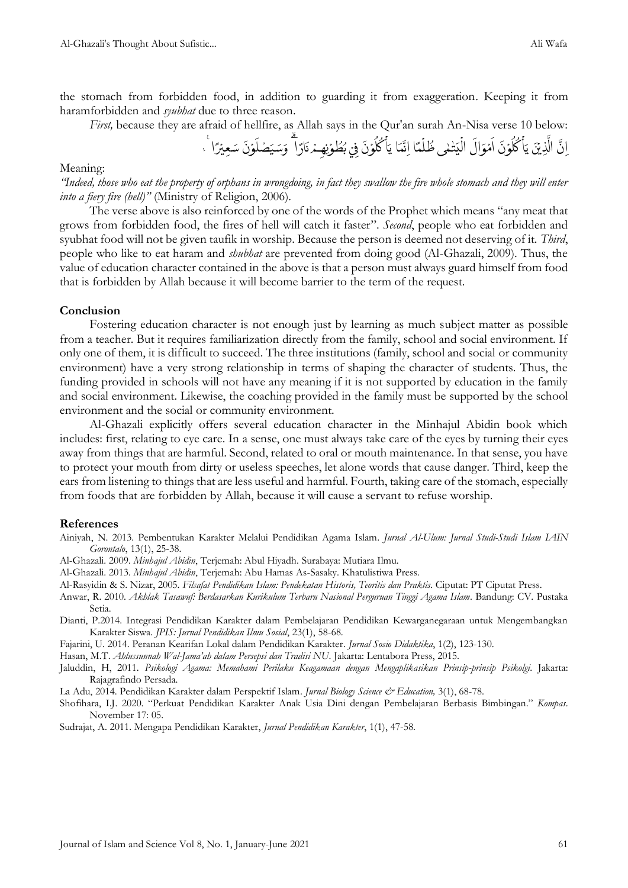the stomach from forbidden food, in addition to guarding it from exaggeration. Keeping it from haramforbidden and *syubhat* due to three reason.

*First,* because they are afraid of hellfire, as Allah says in the Qur'an surah An-Nisa verse 10 below:

اِنَّ الَّذِيْنَ يَأْكُلُوْنَ اَمْوَالَ الْيَتٰمٰى ظُلْمًا اِنَّمَا يَأْكُلُوْنَ فِيْ بُطُوْنِهِمْ نَارًا ۗ وَسَيَصْلَوْنَ سَعِيْرًا ࣖ

Meaning:

*"Indeed, those who eat the property of orphans in wrongdoing, in fact they swallow the fire whole stomach and they will enter into a fiery fire (hell)"* (Ministry of Religion, 2006).

The verse above is also reinforced by one of the words of the Prophet which means "any meat that grows from forbidden food, the fires of hell will catch it faster". *Second*, people who eat forbidden and syubhat food will not be given taufik in worship. Because the person is deemed not deserving of it. *Third*, people who like to eat haram and *shubhat* are prevented from doing good (Al-Ghazali, 2009). Thus, the value of education character contained in the above is that a person must always guard himself from food that is forbidden by Allah because it will become barrier to the term of the request.

## Conclusion

Fostering education character is not enough just by learning as much subject matter as possible from a teacher. But it requires familiarization directly from the family, school and social environment. If only one of them, it is difficult to succeed. The three institutions (family, school and social or community environment) have a very strong relationship in terms of shaping the character of students. Thus, the funding provided in schools will not have any meaning if it is not supported by education in the family and social environment. Likewise, the coaching provided in the family must be supported by the school environment and the social or community environment.

Al-Ghazali explicitly offers several education character in the Minhajul Abidin book which includes: first, relating to eye care. In a sense, one must always take care of the eyes by turning their eyes away from things that are harmful. Second, related to oral or mouth maintenance. In that sense, you have to protect your mouth from dirty or useless speeches, let alone words that cause danger. Third, keep the ears from listening to things that are less useful and harmful. Fourth, taking care of the stomach, especially from foods that are forbidden by Allah, because it will cause a servant to refuse worship.

## References

Ainiyah, N. 2013. Pembentukan Karakter Melalui Pendidikan Agama Islam. *Jurnal Al-Ulum: Jurnal Studi-Studi Islam IAIN Gorontalo*, 13(1), 25-38.

Al-Ghazali. 2009. *Minhajul Abidin*, Terjemah: Abul Hiyadh. Surabaya: Mutiara Ilmu.

Al-Ghazali. 2013. *Minhajul Abidin*, Terjemah: Abu Hamas As-Sasaky. Khatulistiwa Press.

Al-Rasyidin & S. Nizar, 2005. *Filsafat Pendidikan Islam: Pendekatan Historis, Teoritis dan Praktis*. Ciputat: PT Ciputat Press.

Anwar, R. 2010. *Akhlak Tasawuf: Berdasarkan Kurikulum Terbaru Nasional Perguruan Tinggi Agama Islam*. Bandung: CV. Pustaka Setia.

Dianti, P.2014. Integrasi Pendidikan Karakter dalam Pembelajaran Pendidikan Kewarganegaraan untuk Mengembangkan Karakter Siswa. *JPIS: Jurnal Pendidikan Ilmu Sosial*, 23(1), 58-68.

Fajarini, U. 2014. Peranan Kearifan Lokal dalam Pendidikan Karakter. *Jurnal Sosio Didaktika*, 1(2), 123-130.

Hasan, M.T. *Ahlussunnah Wal-Jama'ah dalam Persepsi dan Tradisi NU*. Jakarta: Lentabora Press, 2015.

Jaluddin, H, 2011. *Psikologi Agama: Memahami Perilaku Keagamaan dengan Mengaplikasikan Prinsip-prinsip Psikolgi*. Jakarta: Rajagrafindo Persada.

La Adu, 2014. Pendidikan Karakter dalam Perspektif Islam. *Jurnal Biology Science & Education,* 3(1), 68-78.

Shofihara, I.J. 2020. "Perkuat Pendidikan Karakter Anak Usia Dini dengan Pembelajaran Berbasis Bimbingan." *Kompas*. November 17: 05.

Sudrajat, A. 2011. Mengapa Pendidikan Karakter, *Jurnal Pendidikan Karakter*, 1(1), 47-58.